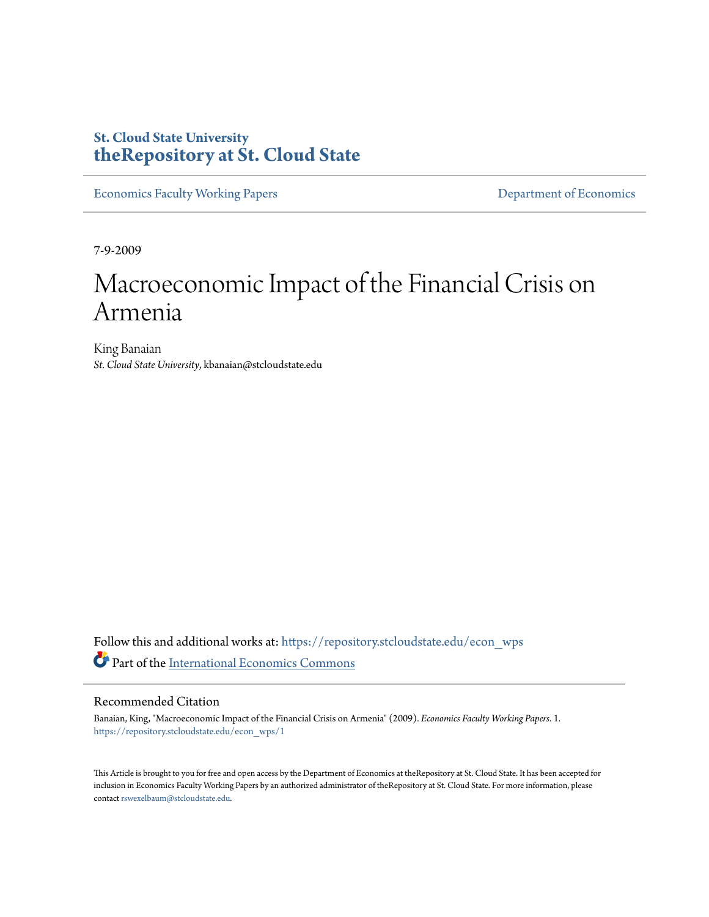**St. Cloud State University**
**theRepository at St. Cloud State**

Economics Faculty Working Papers | Department of Economics

7-9-2009

# Macroeconomic Impact of the Financial Crisis on Armenia

King Banaian
*St. Cloud State University*, kbanaian@stcloudstate.edu

Follow this and additional works at: https://repository.stcloudstate.edu/econ_wps

Part of the International Economics Commons

## Recommended Citation

Banaian, King, "Macroeconomic Impact of the Financial Crisis on Armenia" (2009). *Economics Faculty Working Papers*. 1.
https://repository.stcloudstate.edu/econ_wps/1

This Article is brought to you for free and open access by the Department of Economics at theRepository at St. Cloud State. It has been accepted for inclusion in Economics Faculty Working Papers by an authorized administrator of theRepository at St. Cloud State. For more information, please contact rswexelbaum@stcloudstate.edu.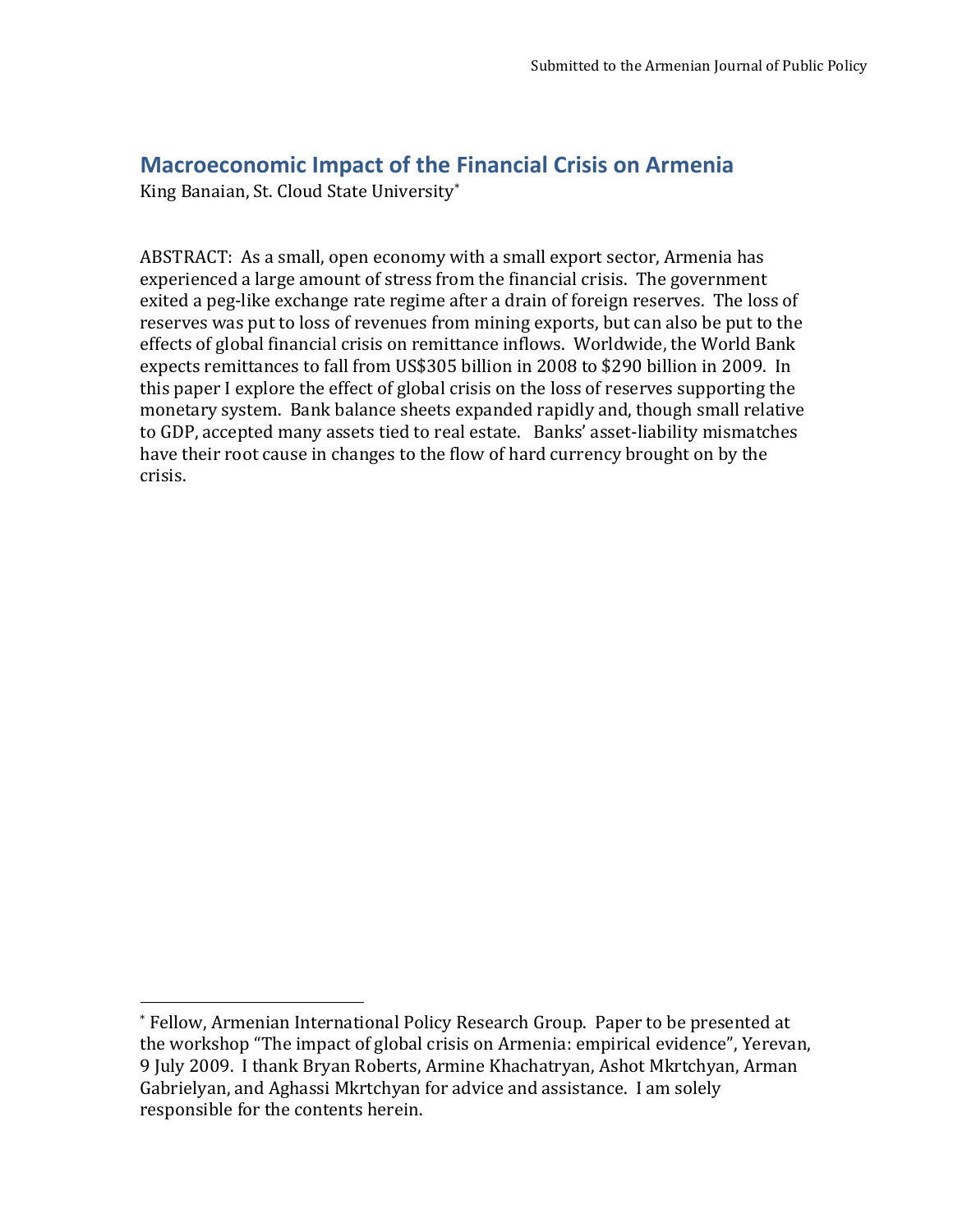# Macroeconomic Impact of the Financial Crisis on Armenia

King Banaian, St. Cloud State University*

ABSTRACT: As a small, open economy with a small export sector, Armenia has experienced a large amount of stress from the financial crisis. The government exited a peg-like exchange rate regime after a drain of foreign reserves. The loss of reserves was put to loss of revenues from mining exports, but can also be put to the effects of global financial crisis on remittance inflows. Worldwide, the World Bank expects remittances to fall from US$305 billion in 2008 to $290 billion in 2009. In this paper I explore the effect of global crisis on the loss of reserves supporting the monetary system. Bank balance sheets expanded rapidly and, though small relative to GDP, accepted many assets tied to real estate. Banks' asset-liability mismatches have their root cause in changes to the flow of hard currency brought on by the crisis.

---

* Fellow, Armenian International Policy Research Group. Paper to be presented at the workshop "The impact of global crisis on Armenia: empirical evidence", Yerevan, 9 July 2009. I thank Bryan Roberts, Armine Khachatryan, Ashot Mkrtchyan, Arman Gabrielyan, and Aghassi Mkrtchyan for advice and assistance. I am solely responsible for the contents herein.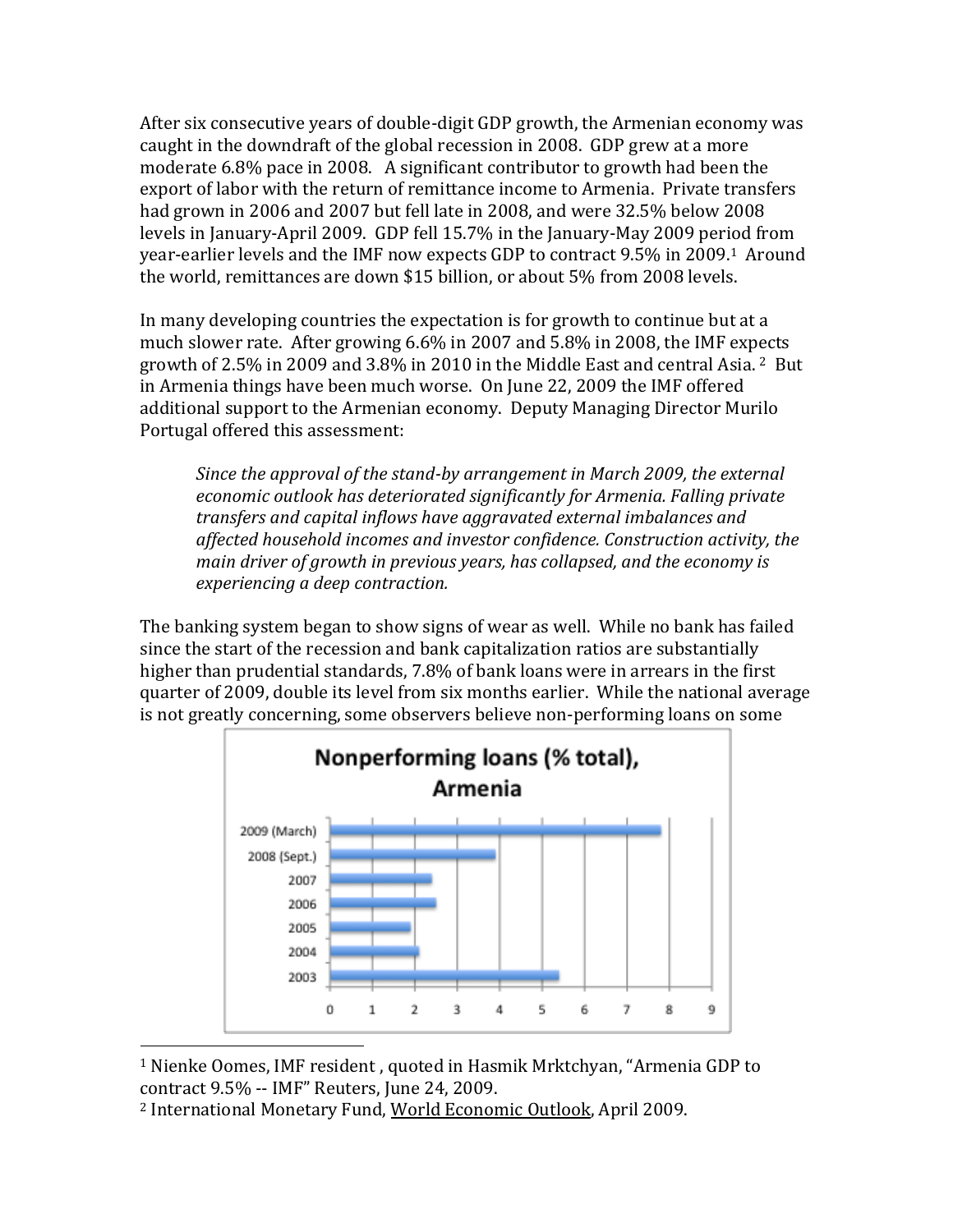After six consecutive years of double-digit GDP growth, the Armenian economy was caught in the downdraft of the global recession in 2008. GDP grew at a more moderate 6.8% pace in 2008. A significant contributor to growth had been the export of labor with the return of remittance income to Armenia. Private transfers had grown in 2006 and 2007 but fell late in 2008, and were 32.5% below 2008 levels in January-April 2009. GDP fell 15.7% in the January-May 2009 period from year-earlier levels and the IMF now expects GDP to contract 9.5% in 2009.[1] Around the world, remittances are down $15 billion, or about 5% from 2008 levels.

In many developing countries the expectation is for growth to continue but at a much slower rate. After growing 6.6% in 2007 and 5.8% in 2008, the IMF expects growth of 2.5% in 2009 and 3.8% in 2010 in the Middle East and central Asia.[2] But in Armenia things have been much worse. On June 22, 2009 the IMF offered additional support to the Armenian economy. Deputy Managing Director Murilo Portugal offered this assessment:

> *Since the approval of the stand-by arrangement in March 2009, the external economic outlook has deteriorated significantly for Armenia. Falling private transfers and capital inflows have aggravated external imbalances and affected household incomes and investor confidence. Construction activity, the main driver of growth in previous years, has collapsed, and the economy is experiencing a deep contraction.*

The banking system began to show signs of wear as well. While no bank has failed since the start of the recession and bank capitalization ratios are substantially higher than prudential standards, 7.8% of bank loans were in arrears in the first quarter of 2009, double its level from six months earlier. While the national average is not greatly concerning, some observers believe non-performing loans on some

**Nonperforming loans (% total), Armenia**

---

[1] Nienke Oomes, IMF resident , quoted in Hasmik Mrktchyan, "Armenia GDP to contract 9.5% -- IMF" Reuters, June 24, 2009.

[2] International Monetary Fund, World Economic Outlook, April 2009.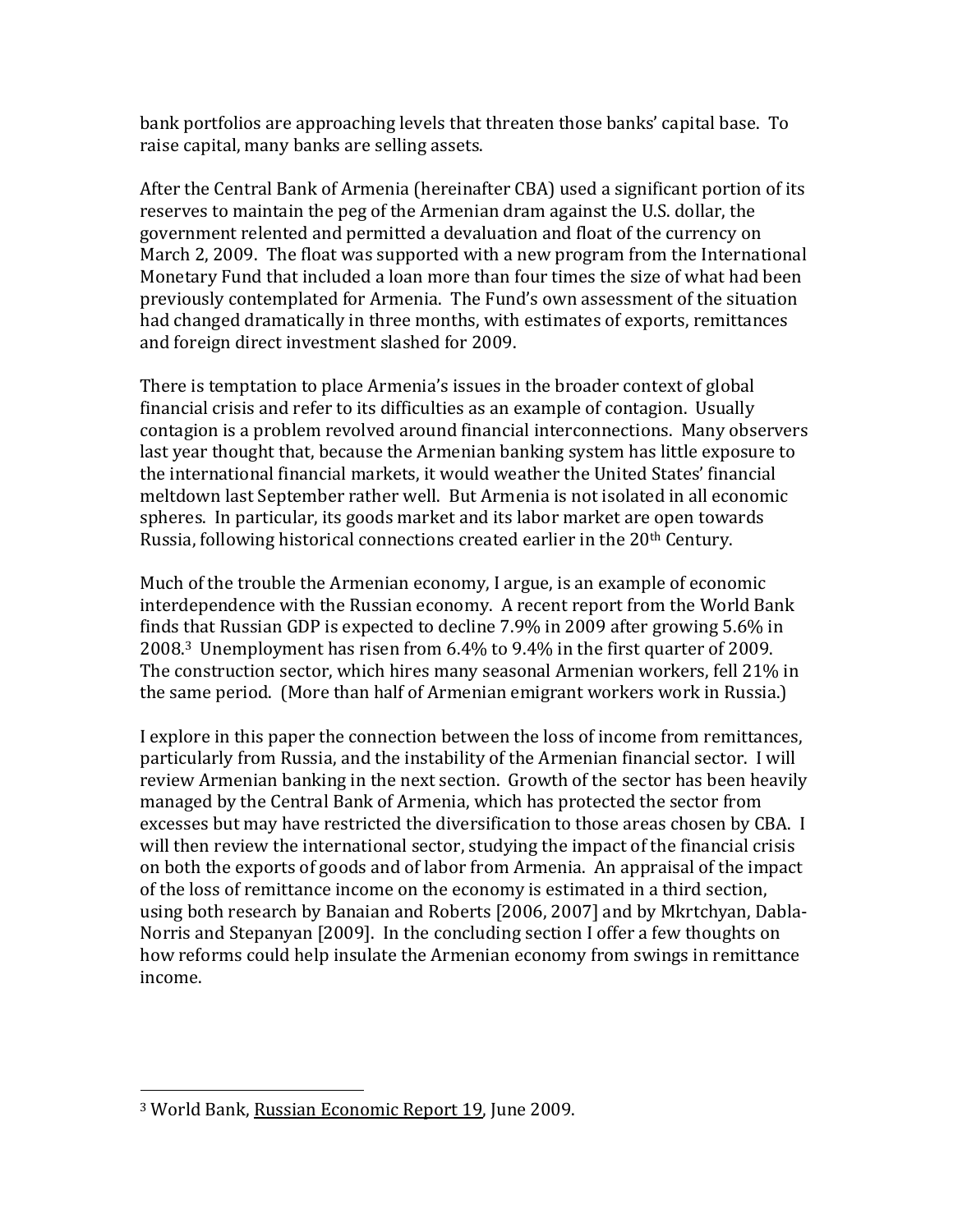bank portfolios are approaching levels that threaten those banks' capital base. To raise capital, many banks are selling assets.

After the Central Bank of Armenia (hereinafter CBA) used a significant portion of its reserves to maintain the peg of the Armenian dram against the U.S. dollar, the government relented and permitted a devaluation and float of the currency on March 2, 2009. The float was supported with a new program from the International Monetary Fund that included a loan more than four times the size of what had been previously contemplated for Armenia. The Fund's own assessment of the situation had changed dramatically in three months, with estimates of exports, remittances and foreign direct investment slashed for 2009.

There is temptation to place Armenia's issues in the broader context of global financial crisis and refer to its difficulties as an example of contagion. Usually contagion is a problem revolved around financial interconnections. Many observers last year thought that, because the Armenian banking system has little exposure to the international financial markets, it would weather the United States' financial meltdown last September rather well. But Armenia is not isolated in all economic spheres. In particular, its goods market and its labor market are open towards Russia, following historical connections created earlier in the 20th Century.

Much of the trouble the Armenian economy, I argue, is an example of economic interdependence with the Russian economy. A recent report from the World Bank finds that Russian GDP is expected to decline 7.9% in 2009 after growing 5.6% in 2008.[3] Unemployment has risen from 6.4% to 9.4% in the first quarter of 2009. The construction sector, which hires many seasonal Armenian workers, fell 21% in the same period. (More than half of Armenian emigrant workers work in Russia.)

I explore in this paper the connection between the loss of income from remittances, particularly from Russia, and the instability of the Armenian financial sector. I will review Armenian banking in the next section. Growth of the sector has been heavily managed by the Central Bank of Armenia, which has protected the sector from excesses but may have restricted the diversification to those areas chosen by CBA. I will then review the international sector, studying the impact of the financial crisis on both the exports of goods and of labor from Armenia. An appraisal of the impact of the loss of remittance income on the economy is estimated in a third section, using both research by Banaian and Roberts [2006, 2007] and by Mkrtchyan, Dabla-Norris and Stepanyan [2009]. In the concluding section I offer a few thoughts on how reforms could help insulate the Armenian economy from swings in remittance income.

---

[3] World Bank, Russian Economic Report 19, June 2009.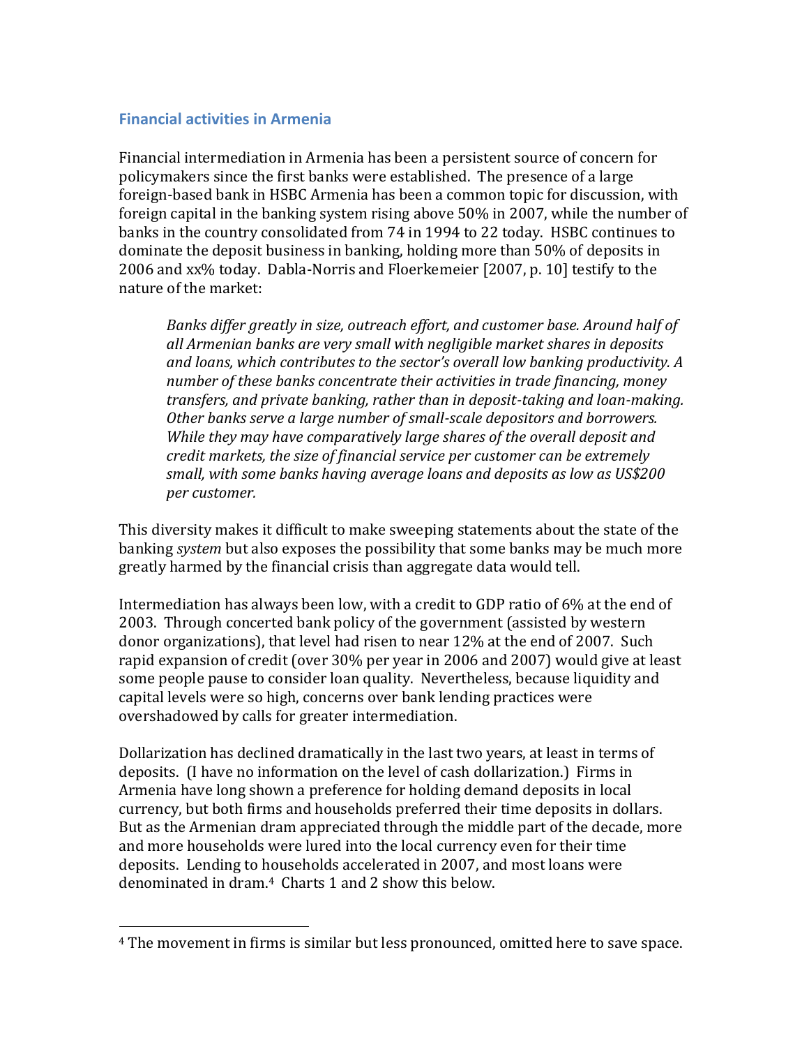### Financial activities in Armenia

Financial intermediation in Armenia has been a persistent source of concern for policymakers since the first banks were established. The presence of a large foreign-based bank in HSBC Armenia has been a common topic for discussion, with foreign capital in the banking system rising above 50% in 2007, while the number of banks in the country consolidated from 74 in 1994 to 22 today. HSBC continues to dominate the deposit business in banking, holding more than 50% of deposits in 2006 and xx% today. Dabla-Norris and Floerkemeier [2007, p. 10] testify to the nature of the market:

> *Banks differ greatly in size, outreach effort, and customer base. Around half of all Armenian banks are very small with negligible market shares in deposits and loans, which contributes to the sector's overall low banking productivity. A number of these banks concentrate their activities in trade financing, money transfers, and private banking, rather than in deposit-taking and loan-making. Other banks serve a large number of small-scale depositors and borrowers. While they may have comparatively large shares of the overall deposit and credit markets, the size of financial service per customer can be extremely small, with some banks having average loans and deposits as low as US$200 per customer.*

This diversity makes it difficult to make sweeping statements about the state of the banking *system* but also exposes the possibility that some banks may be much more greatly harmed by the financial crisis than aggregate data would tell.

Intermediation has always been low, with a credit to GDP ratio of 6% at the end of 2003. Through concerted bank policy of the government (assisted by western donor organizations), that level had risen to near 12% at the end of 2007. Such rapid expansion of credit (over 30% per year in 2006 and 2007) would give at least some people pause to consider loan quality. Nevertheless, because liquidity and capital levels were so high, concerns over bank lending practices were overshadowed by calls for greater intermediation.

Dollarization has declined dramatically in the last two years, at least in terms of deposits. (I have no information on the level of cash dollarization.) Firms in Armenia have long shown a preference for holding demand deposits in local currency, but both firms and households preferred their time deposits in dollars. But as the Armenian dram appreciated through the middle part of the decade, more and more households were lured into the local currency even for their time deposits. Lending to households accelerated in 2007, and most loans were denominated in dram.[4] Charts 1 and 2 show this below.

---

[4] The movement in firms is similar but less pronounced, omitted here to save space.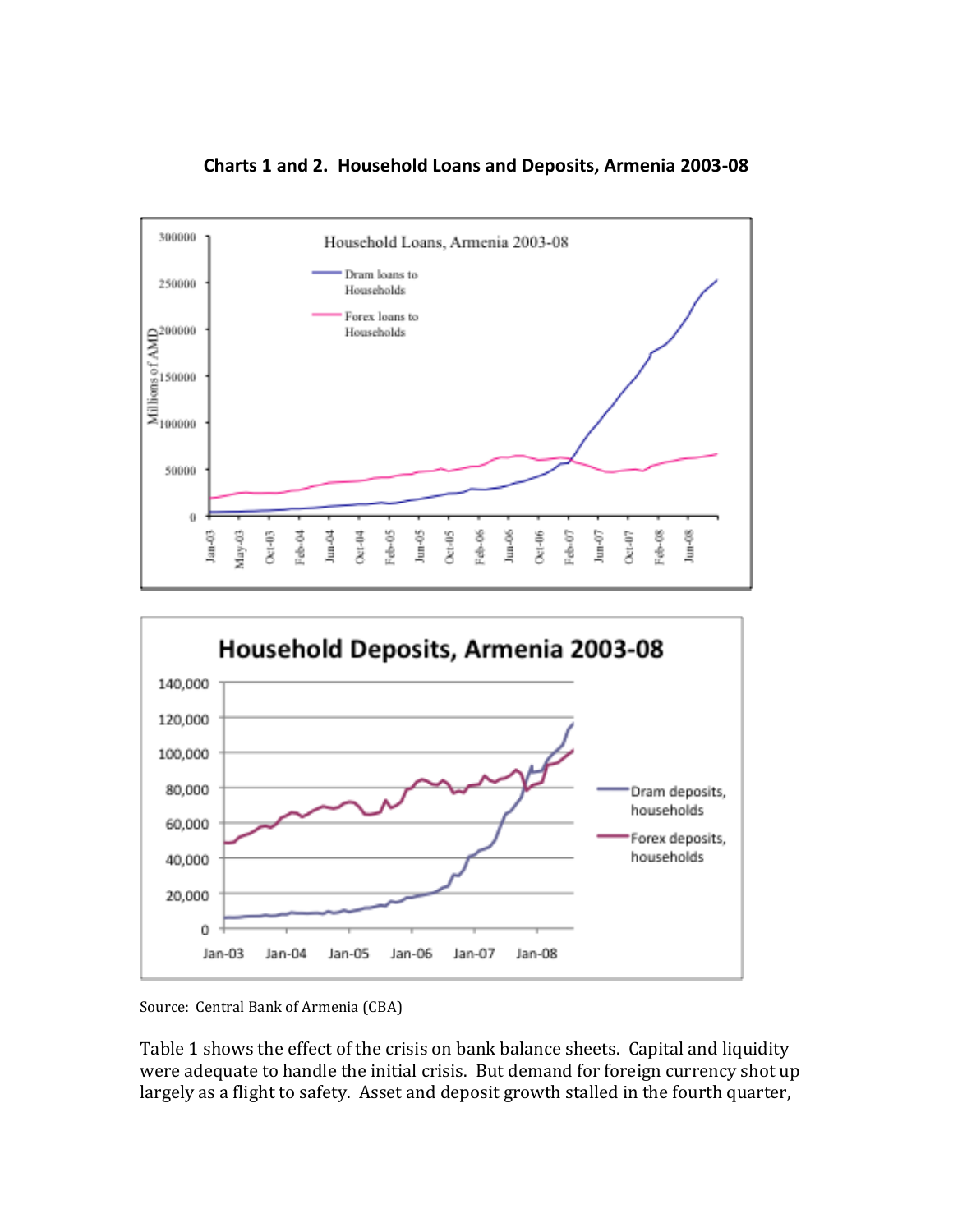**Charts 1 and 2. Household Loans and Deposits, Armenia 2003-08**

Source: Central Bank of Armenia (CBA)

Table 1 shows the effect of the crisis on bank balance sheets. Capital and liquidity were adequate to handle the initial crisis. But demand for foreign currency shot up largely as a flight to safety. Asset and deposit growth stalled in the fourth quarter,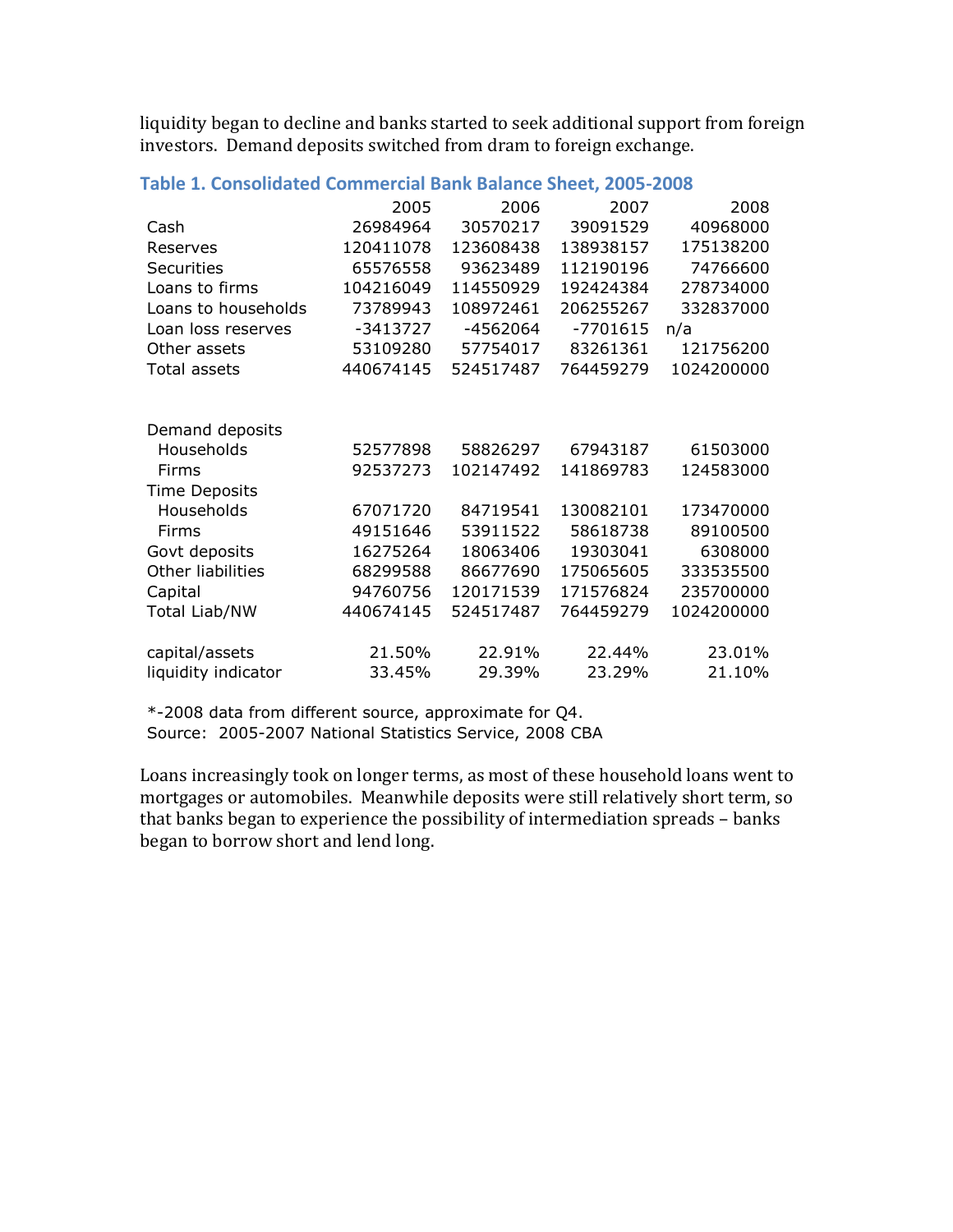liquidity began to decline and banks started to seek additional support from foreign investors. Demand deposits switched from dram to foreign exchange.

### Table 1. Consolidated Commercial Bank Balance Sheet, 2005-2008

| | 2005 | 2006 | 2007 | 2008 |
|---|---|---|---|---|
| Cash | 26984964 | 30570217 | 39091529 | 40968000 |
| Reserves | 120411078 | 123608438 | 138938157 | 175138200 |
| Securities | 65576558 | 93623489 | 112190196 | 74766600 |
| Loans to firms | 104216049 | 114550929 | 192424384 | 278734000 |
| Loans to households | 73789943 | 108972461 | 206255267 | 332837000 |
| Loan loss reserves | -3413727 | -4562064 | -7701615 | n/a |
| Other assets | 53109280 | 57754017 | 83261361 | 121756200 |
| Total assets | 440674145 | 524517487 | 764459279 | 1024200000 |
| | | | | |
| Demand deposits | | | | |
| Households | 52577898 | 58826297 | 67943187 | 61503000 |
| Firms | 92537273 | 102147492 | 141869783 | 124583000 |
| Time Deposits | | | | |
| Households | 67071720 | 84719541 | 130082101 | 173470000 |
| Firms | 49151646 | 53911522 | 58618738 | 89100500 |
| Govt deposits | 16275264 | 18063406 | 19303041 | 6308000 |
| Other liabilities | 68299588 | 86677690 | 175065605 | 333535500 |
| Capital | 94760756 | 120171539 | 171576824 | 235700000 |
| Total Liab/NW | 440674145 | 524517487 | 764459279 | 1024200000 |
| | | | | |
| capital/assets | 21.50% | 22.91% | 22.44% | 23.01% |
| liquidity indicator | 33.45% | 29.39% | 23.29% | 21.10% |

*-2008 data from different source, approximate for Q4.
Source: 2005-2007 National Statistics Service, 2008 CBA

Loans increasingly took on longer terms, as most of these household loans went to mortgages or automobiles. Meanwhile deposits were still relatively short term, so that banks began to experience the possibility of intermediation spreads – banks began to borrow short and lend long.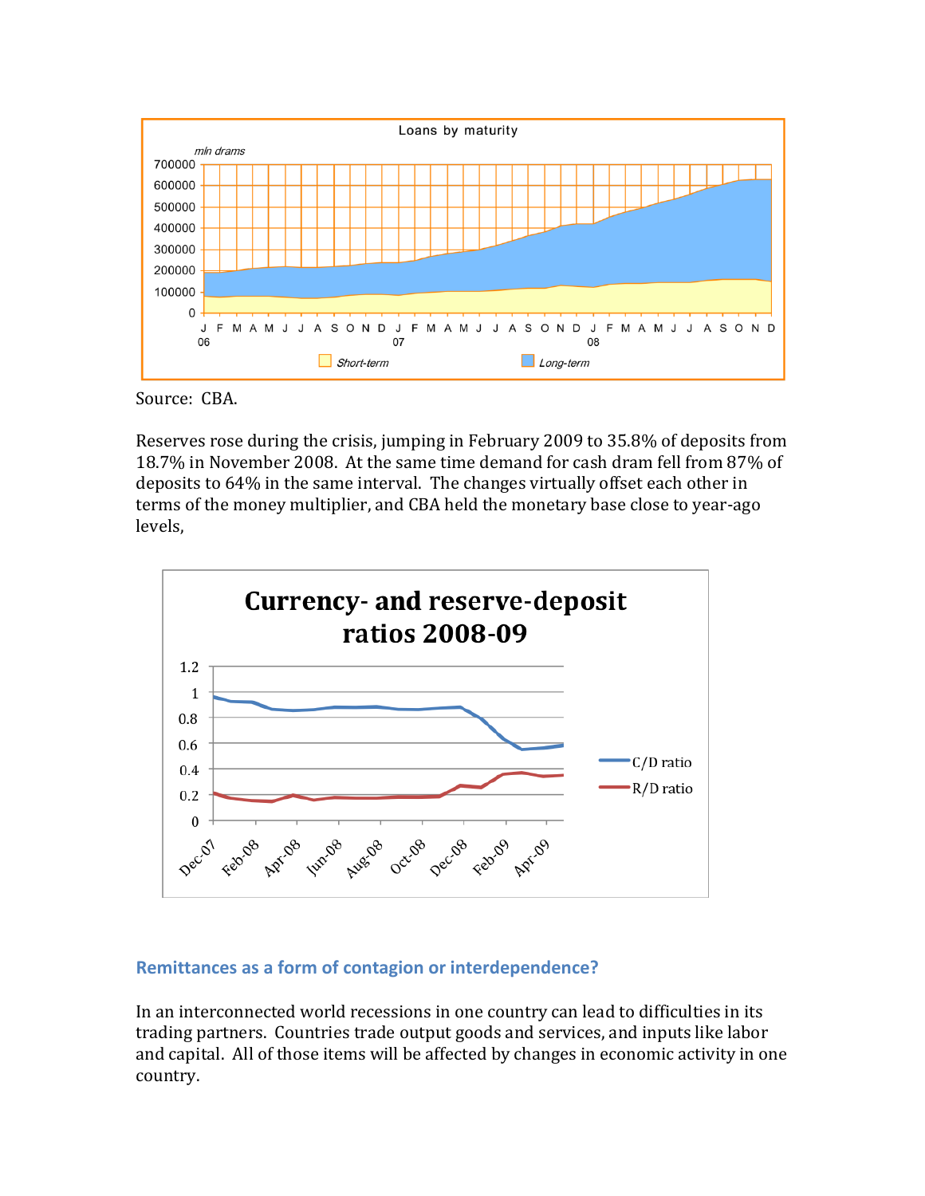Source: CBA.

Reserves rose during the crisis, jumping in February 2009 to 35.8% of deposits from 18.7% in November 2008. At the same time demand for cash dram fell from 87% of deposits to 64% in the same interval. The changes virtually offset each other in terms of the money multiplier, and CBA held the monetary base close to year-ago levels,

## Remittances as a form of contagion or interdependence?

In an interconnected world recessions in one country can lead to difficulties in its trading partners. Countries trade output goods and services, and inputs like labor and capital. All of those items will be affected by changes in economic activity in one country.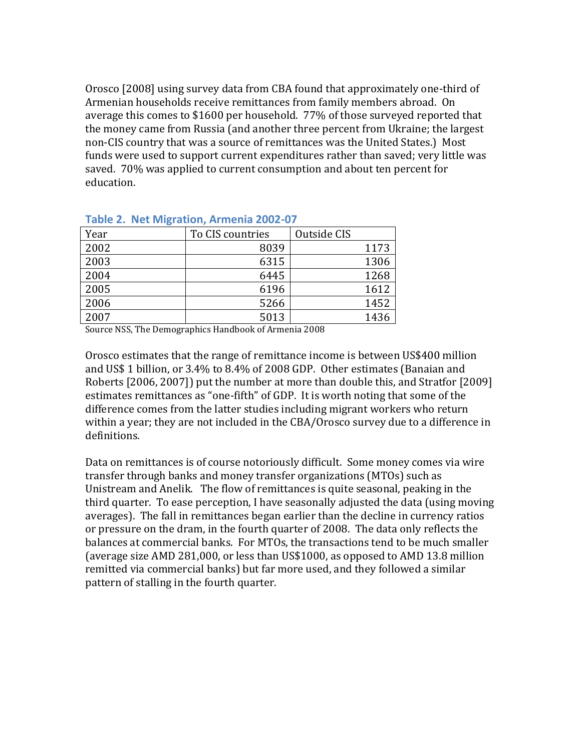Orosco [2008] using survey data from CBA found that approximately one-third of Armenian households receive remittances from family members abroad. On average this comes to $1600 per household. 77% of those surveyed reported that the money came from Russia (and another three percent from Ukraine; the largest non-CIS country that was a source of remittances was the United States.) Most funds were used to support current expenditures rather than saved; very little was saved. 70% was applied to current consumption and about ten percent for education.

**Table 2. Net Migration, Armenia 2002-07**

| Year | To CIS countries | Outside CIS |
|---|---|---|
| 2002 | 8039 | 1173 |
| 2003 | 6315 | 1306 |
| 2004 | 6445 | 1268 |
| 2005 | 6196 | 1612 |
| 2006 | 5266 | 1452 |
| 2007 | 5013 | 1436 |

Source NSS, The Demographics Handbook of Armenia 2008

Orosco estimates that the range of remittance income is between US$400 million and US$ 1 billion, or 3.4% to 8.4% of 2008 GDP. Other estimates (Banaian and Roberts [2006, 2007]) put the number at more than double this, and Stratfor [2009] estimates remittances as "one-fifth" of GDP. It is worth noting that some of the difference comes from the latter studies including migrant workers who return within a year; they are not included in the CBA/Orosco survey due to a difference in definitions.

Data on remittances is of course notoriously difficult. Some money comes via wire transfer through banks and money transfer organizations (MTOs) such as Unistream and Anelik. The flow of remittances is quite seasonal, peaking in the third quarter. To ease perception, I have seasonally adjusted the data (using moving averages). The fall in remittances began earlier than the decline in currency ratios or pressure on the dram, in the fourth quarter of 2008. The data only reflects the balances at commercial banks. For MTOs, the transactions tend to be much smaller (average size AMD 281,000, or less than US$1000, as opposed to AMD 13.8 million remitted via commercial banks) but far more used, and they followed a similar pattern of stalling in the fourth quarter.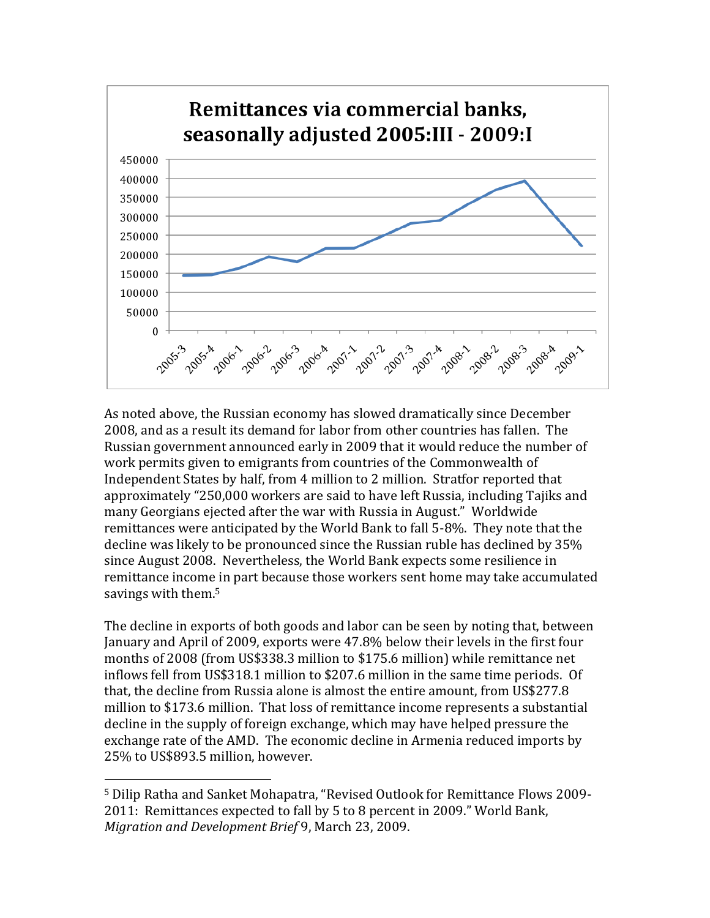**Remittances via commercial banks, seasonally adjusted 2005:III - 2009:I**

As noted above, the Russian economy has slowed dramatically since December 2008, and as a result its demand for labor from other countries has fallen. The Russian government announced early in 2009 that it would reduce the number of work permits given to emigrants from countries of the Commonwealth of Independent States by half, from 4 million to 2 million. Stratfor reported that approximately "250,000 workers are said to have left Russia, including Tajiks and many Georgians ejected after the war with Russia in August." Worldwide remittances were anticipated by the World Bank to fall 5-8%. They note that the decline was likely to be pronounced since the Russian ruble has declined by 35% since August 2008. Nevertheless, the World Bank expects some resilience in remittance income in part because those workers sent home may take accumulated savings with them.[5]

The decline in exports of both goods and labor can be seen by noting that, between January and April of 2009, exports were 47.8% below their levels in the first four months of 2008 (from US$338.3 million to $175.6 million) while remittance net inflows fell from US$318.1 million to $207.6 million in the same time periods. Of that, the decline from Russia alone is almost the entire amount, from US$277.8 million to $173.6 million. That loss of remittance income represents a substantial decline in the supply of foreign exchange, which may have helped pressure the exchange rate of the AMD. The economic decline in Armenia reduced imports by 25% to US$893.5 million, however.

---

[5] Dilip Ratha and Sanket Mohapatra, "Revised Outlook for Remittance Flows 2009-2011: Remittances expected to fall by 5 to 8 percent in 2009." World Bank, *Migration and Development Brief* 9, March 23, 2009.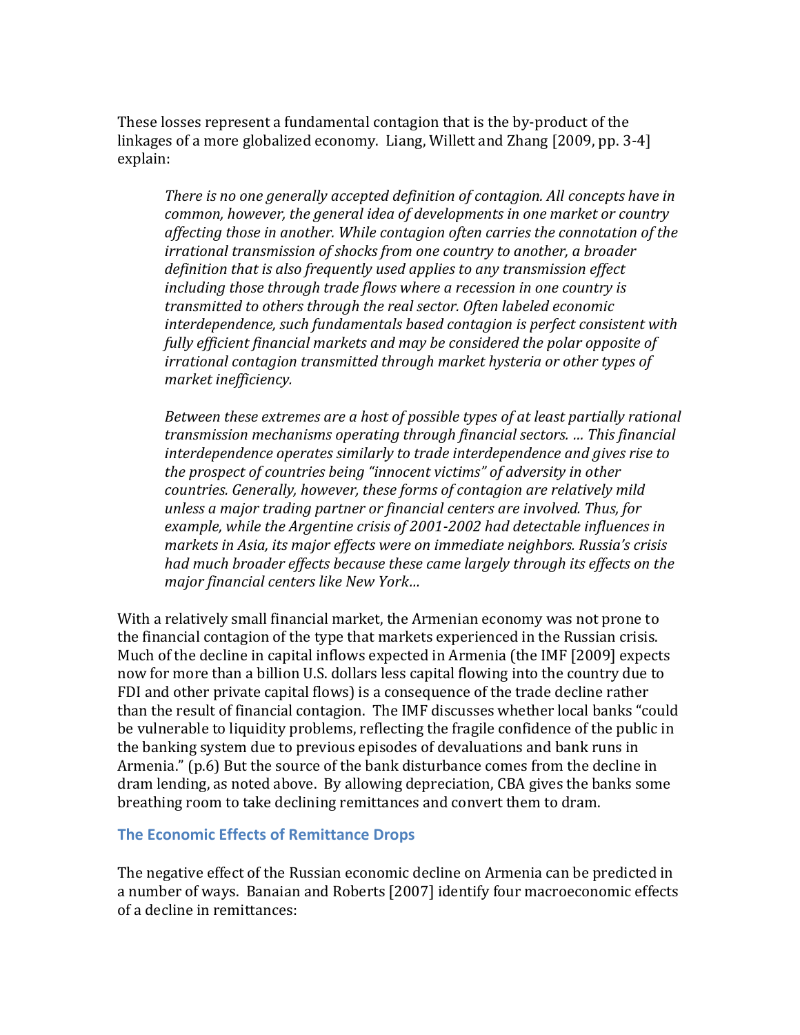These losses represent a fundamental contagion that is the by-product of the linkages of a more globalized economy. Liang, Willett and Zhang [2009, pp. 3-4] explain:

> *There is no one generally accepted definition of contagion. All concepts have in common, however, the general idea of developments in one market or country affecting those in another. While contagion often carries the connotation of the irrational transmission of shocks from one country to another, a broader definition that is also frequently used applies to any transmission effect including those through trade flows where a recession in one country is transmitted to others through the real sector. Often labeled economic interdependence, such fundamentals based contagion is perfect consistent with fully efficient financial markets and may be considered the polar opposite of irrational contagion transmitted through market hysteria or other types of market inefficiency.*
>
> *Between these extremes are a host of possible types of at least partially rational transmission mechanisms operating through financial sectors. … This financial interdependence operates similarly to trade interdependence and gives rise to the prospect of countries being "innocent victims" of adversity in other countries. Generally, however, these forms of contagion are relatively mild unless a major trading partner or financial centers are involved. Thus, for example, while the Argentine crisis of 2001-2002 had detectable influences in markets in Asia, its major effects were on immediate neighbors. Russia's crisis had much broader effects because these came largely through its effects on the major financial centers like New York…*

With a relatively small financial market, the Armenian economy was not prone to the financial contagion of the type that markets experienced in the Russian crisis. Much of the decline in capital inflows expected in Armenia (the IMF [2009] expects now for more than a billion U.S. dollars less capital flowing into the country due to FDI and other private capital flows) is a consequence of the trade decline rather than the result of financial contagion. The IMF discusses whether local banks "could be vulnerable to liquidity problems, reflecting the fragile confidence of the public in the banking system due to previous episodes of devaluations and bank runs in Armenia." (p.6) But the source of the bank disturbance comes from the decline in dram lending, as noted above. By allowing depreciation, CBA gives the banks some breathing room to take declining remittances and convert them to dram.

## The Economic Effects of Remittance Drops

The negative effect of the Russian economic decline on Armenia can be predicted in a number of ways. Banaian and Roberts [2007] identify four macroeconomic effects of a decline in remittances: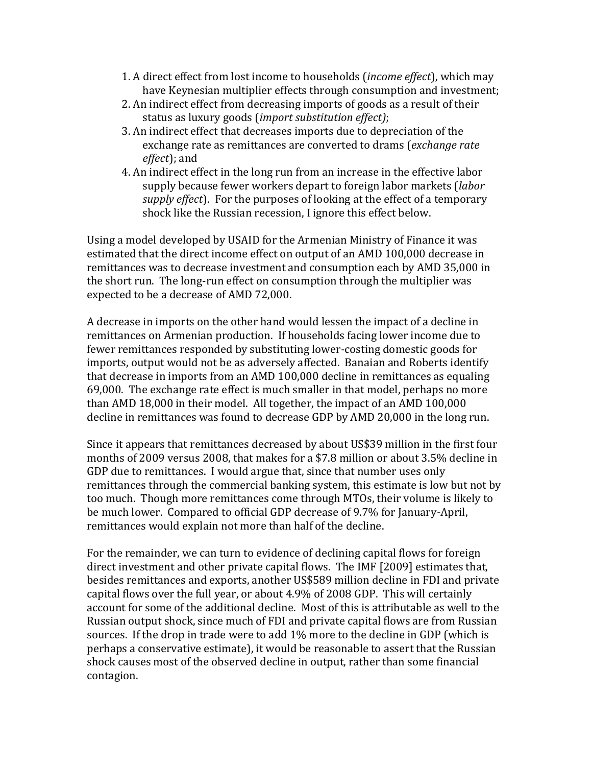1. A direct effect from lost income to households (*income effect*), which may have Keynesian multiplier effects through consumption and investment;
2. An indirect effect from decreasing imports of goods as a result of their status as luxury goods (*import substitution effect)*;
3. An indirect effect that decreases imports due to depreciation of the exchange rate as remittances are converted to drams (*exchange rate effect*); and
4. An indirect effect in the long run from an increase in the effective labor supply because fewer workers depart to foreign labor markets (*labor supply effect*). For the purposes of looking at the effect of a temporary shock like the Russian recession, I ignore this effect below.

Using a model developed by USAID for the Armenian Ministry of Finance it was estimated that the direct income effect on output of an AMD 100,000 decrease in remittances was to decrease investment and consumption each by AMD 35,000 in the short run. The long-run effect on consumption through the multiplier was expected to be a decrease of AMD 72,000.

A decrease in imports on the other hand would lessen the impact of a decline in remittances on Armenian production. If households facing lower income due to fewer remittances responded by substituting lower-costing domestic goods for imports, output would not be as adversely affected. Banaian and Roberts identify that decrease in imports from an AMD 100,000 decline in remittances as equaling 69,000. The exchange rate effect is much smaller in that model, perhaps no more than AMD 18,000 in their model. All together, the impact of an AMD 100,000 decline in remittances was found to decrease GDP by AMD 20,000 in the long run.

Since it appears that remittances decreased by about US$39 million in the first four months of 2009 versus 2008, that makes for a $7.8 million or about 3.5% decline in GDP due to remittances. I would argue that, since that number uses only remittances through the commercial banking system, this estimate is low but not by too much. Though more remittances come through MTOs, their volume is likely to be much lower. Compared to official GDP decrease of 9.7% for January-April, remittances would explain not more than half of the decline.

For the remainder, we can turn to evidence of declining capital flows for foreign direct investment and other private capital flows. The IMF [2009] estimates that, besides remittances and exports, another US$589 million decline in FDI and private capital flows over the full year, or about 4.9% of 2008 GDP. This will certainly account for some of the additional decline. Most of this is attributable as well to the Russian output shock, since much of FDI and private capital flows are from Russian sources. If the drop in trade were to add 1% more to the decline in GDP (which is perhaps a conservative estimate), it would be reasonable to assert that the Russian shock causes most of the observed decline in output, rather than some financial contagion.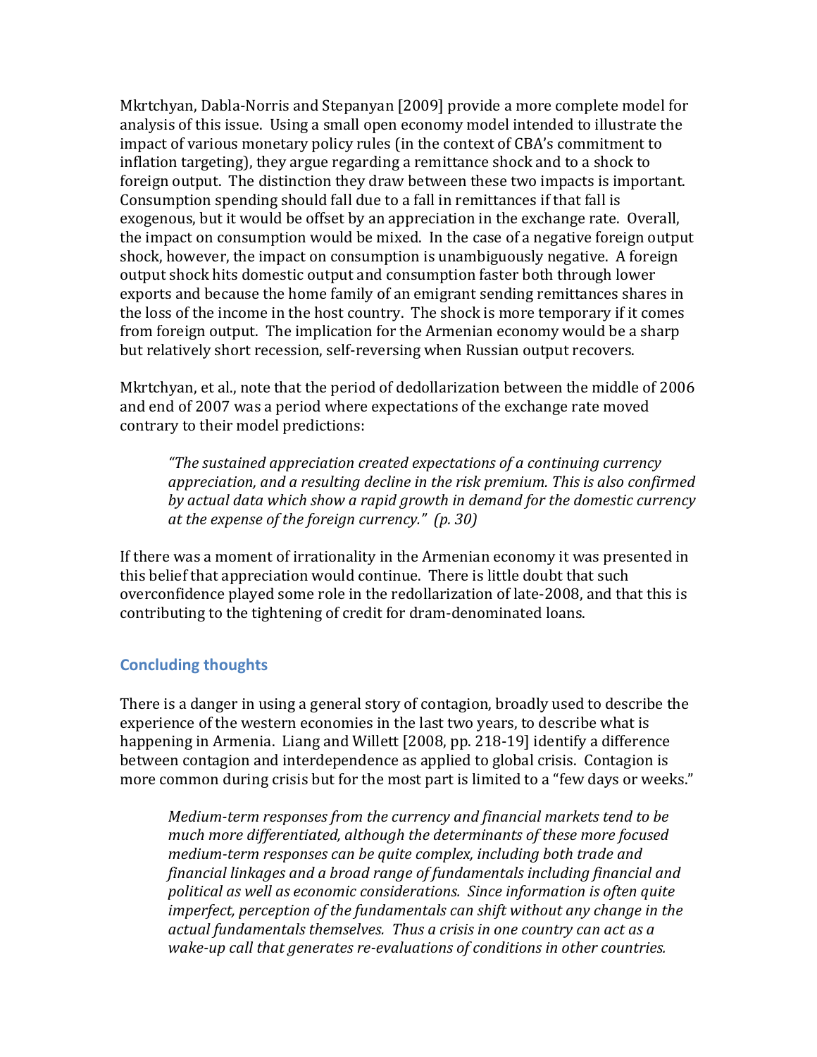Mkrtchyan, Dabla-Norris and Stepanyan [2009] provide a more complete model for analysis of this issue. Using a small open economy model intended to illustrate the impact of various monetary policy rules (in the context of CBA's commitment to inflation targeting), they argue regarding a remittance shock and to a shock to foreign output. The distinction they draw between these two impacts is important. Consumption spending should fall due to a fall in remittances if that fall is exogenous, but it would be offset by an appreciation in the exchange rate. Overall, the impact on consumption would be mixed. In the case of a negative foreign output shock, however, the impact on consumption is unambiguously negative. A foreign output shock hits domestic output and consumption faster both through lower exports and because the home family of an emigrant sending remittances shares in the loss of the income in the host country. The shock is more temporary if it comes from foreign output. The implication for the Armenian economy would be a sharp but relatively short recession, self-reversing when Russian output recovers.

Mkrtchyan, et al., note that the period of dedollarization between the middle of 2006 and end of 2007 was a period where expectations of the exchange rate moved contrary to their model predictions:

> *"The sustained appreciation created expectations of a continuing currency appreciation, and a resulting decline in the risk premium. This is also confirmed by actual data which show a rapid growth in demand for the domestic currency at the expense of the foreign currency." (p. 30)*

If there was a moment of irrationality in the Armenian economy it was presented in this belief that appreciation would continue. There is little doubt that such overconfidence played some role in the redollarization of late-2008, and that this is contributing to the tightening of credit for dram-denominated loans.

## Concluding thoughts

There is a danger in using a general story of contagion, broadly used to describe the experience of the western economies in the last two years, to describe what is happening in Armenia. Liang and Willett [2008, pp. 218-19] identify a difference between contagion and interdependence as applied to global crisis. Contagion is more common during crisis but for the most part is limited to a "few days or weeks."

> *Medium-term responses from the currency and financial markets tend to be much more differentiated, although the determinants of these more focused medium-term responses can be quite complex, including both trade and financial linkages and a broad range of fundamentals including financial and political as well as economic considerations. Since information is often quite imperfect, perception of the fundamentals can shift without any change in the actual fundamentals themselves. Thus a crisis in one country can act as a wake-up call that generates re-evaluations of conditions in other countries.*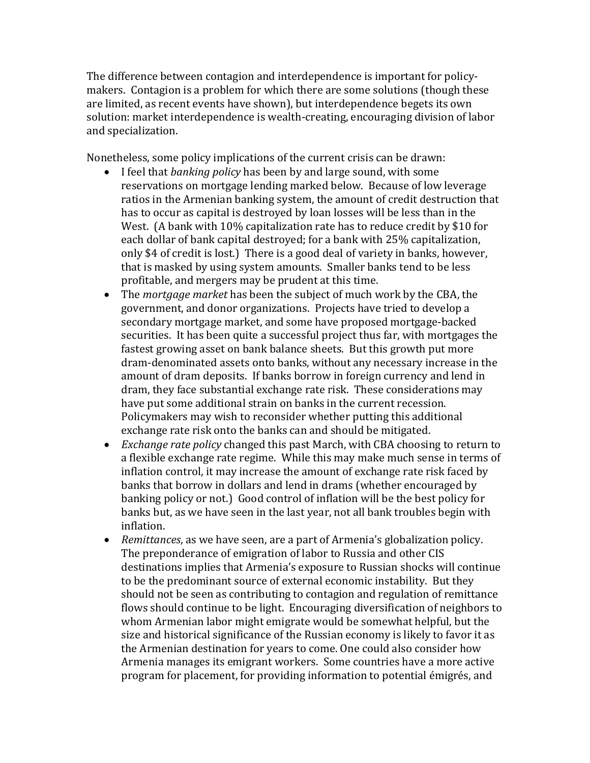The difference between contagion and interdependence is important for policy-makers. Contagion is a problem for which there are some solutions (though these are limited, as recent events have shown), but interdependence begets its own solution: market interdependence is wealth-creating, encouraging division of labor and specialization.

Nonetheless, some policy implications of the current crisis can be drawn:

- I feel that *banking policy* has been by and large sound, with some reservations on mortgage lending marked below. Because of low leverage ratios in the Armenian banking system, the amount of credit destruction that has to occur as capital is destroyed by loan losses will be less than in the West. (A bank with 10% capitalization rate has to reduce credit by $10 for each dollar of bank capital destroyed; for a bank with 25% capitalization, only $4 of credit is lost.) There is a good deal of variety in banks, however, that is masked by using system amounts. Smaller banks tend to be less profitable, and mergers may be prudent at this time.
- The *mortgage market* has been the subject of much work by the CBA, the government, and donor organizations. Projects have tried to develop a secondary mortgage market, and some have proposed mortgage-backed securities. It has been quite a successful project thus far, with mortgages the fastest growing asset on bank balance sheets. But this growth put more dram-denominated assets onto banks, without any necessary increase in the amount of dram deposits. If banks borrow in foreign currency and lend in dram, they face substantial exchange rate risk. These considerations may have put some additional strain on banks in the current recession. Policymakers may wish to reconsider whether putting this additional exchange rate risk onto the banks can and should be mitigated.
- *Exchange rate policy* changed this past March, with CBA choosing to return to a flexible exchange rate regime. While this may make much sense in terms of inflation control, it may increase the amount of exchange rate risk faced by banks that borrow in dollars and lend in drams (whether encouraged by banking policy or not.) Good control of inflation will be the best policy for banks but, as we have seen in the last year, not all bank troubles begin with inflation.
- *Remittances*, as we have seen, are a part of Armenia's globalization policy. The preponderance of emigration of labor to Russia and other CIS destinations implies that Armenia's exposure to Russian shocks will continue to be the predominant source of external economic instability. But they should not be seen as contributing to contagion and regulation of remittance flows should continue to be light. Encouraging diversification of neighbors to whom Armenian labor might emigrate would be somewhat helpful, but the size and historical significance of the Russian economy is likely to favor it as the Armenian destination for years to come. One could also consider how Armenia manages its emigrant workers. Some countries have a more active program for placement, for providing information to potential émigrés, and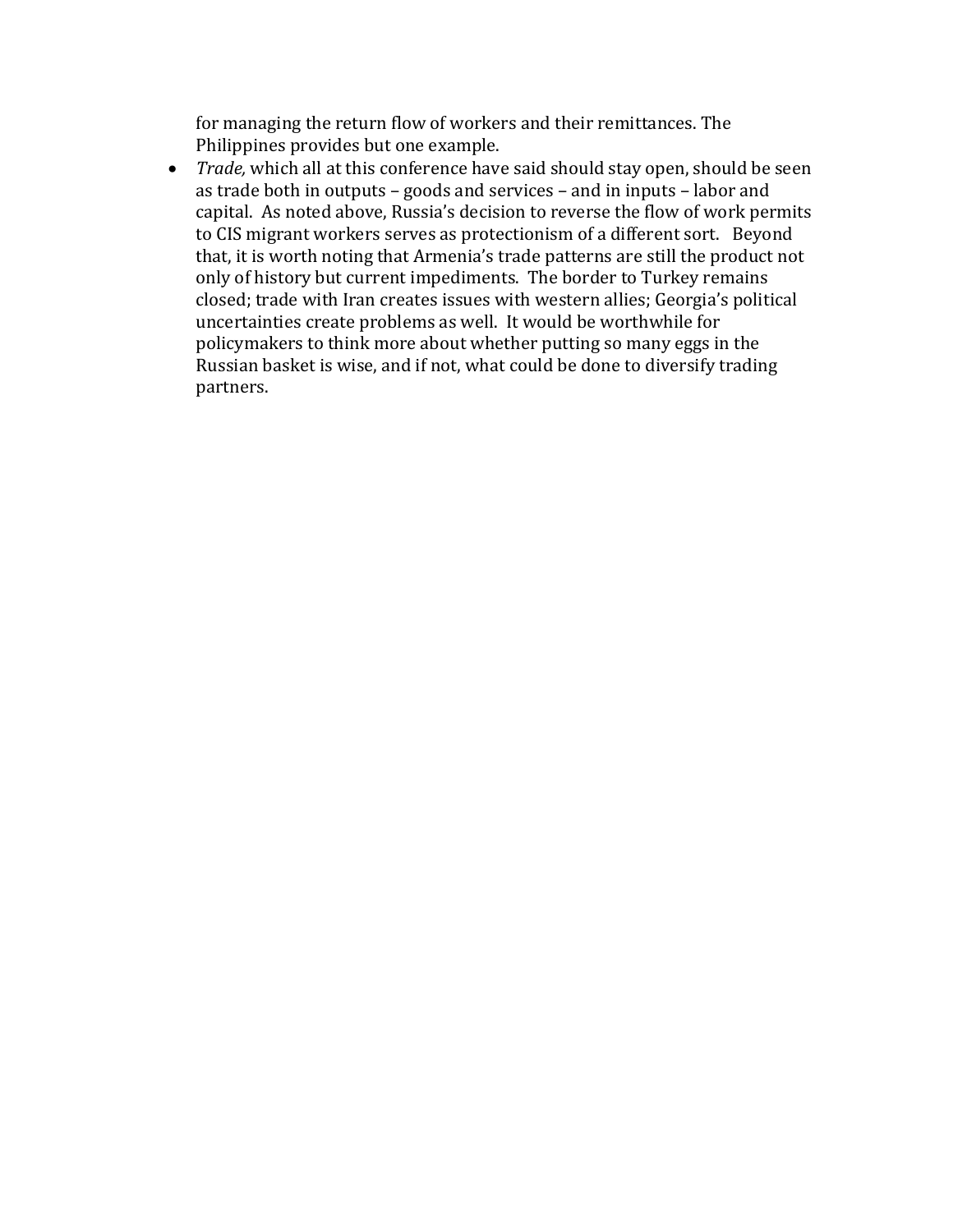for managing the return flow of workers and their remittances. The Philippines provides but one example.

- *Trade,* which all at this conference have said should stay open, should be seen as trade both in outputs – goods and services – and in inputs – labor and capital. As noted above, Russia's decision to reverse the flow of work permits to CIS migrant workers serves as protectionism of a different sort. Beyond that, it is worth noting that Armenia's trade patterns are still the product not only of history but current impediments. The border to Turkey remains closed; trade with Iran creates issues with western allies; Georgia's political uncertainties create problems as well. It would be worthwhile for policymakers to think more about whether putting so many eggs in the Russian basket is wise, and if not, what could be done to diversify trading partners.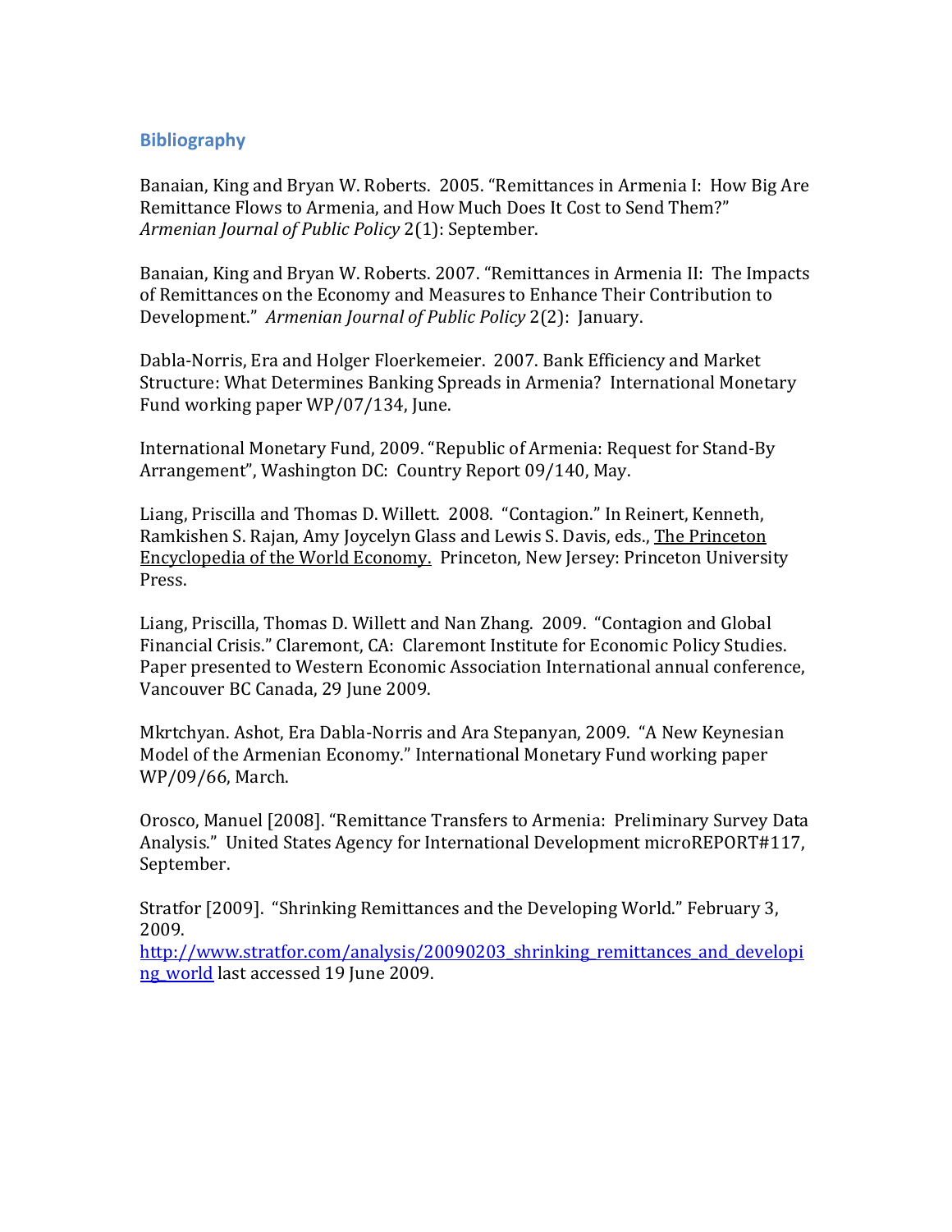## Bibliography

Banaian, King and Bryan W. Roberts. 2005. "Remittances in Armenia I: How Big Are Remittance Flows to Armenia, and How Much Does It Cost to Send Them?" *Armenian Journal of Public Policy* 2(1): September.

Banaian, King and Bryan W. Roberts. 2007. "Remittances in Armenia II: The Impacts of Remittances on the Economy and Measures to Enhance Their Contribution to Development." *Armenian Journal of Public Policy* 2(2): January.

Dabla-Norris, Era and Holger Floerkemeier. 2007. Bank Efficiency and Market Structure: What Determines Banking Spreads in Armenia? International Monetary Fund working paper WP/07/134, June.

International Monetary Fund, 2009. "Republic of Armenia: Request for Stand-By Arrangement", Washington DC: Country Report 09/140, May.

Liang, Priscilla and Thomas D. Willett. 2008. "Contagion." In Reinert, Kenneth, Ramkishen S. Rajan, Amy Joycelyn Glass and Lewis S. Davis, eds., The Princeton Encyclopedia of the World Economy. Princeton, New Jersey: Princeton University Press.

Liang, Priscilla, Thomas D. Willett and Nan Zhang. 2009. "Contagion and Global Financial Crisis." Claremont, CA: Claremont Institute for Economic Policy Studies. Paper presented to Western Economic Association International annual conference, Vancouver BC Canada, 29 June 2009.

Mkrtchyan. Ashot, Era Dabla-Norris and Ara Stepanyan, 2009. "A New Keynesian Model of the Armenian Economy." International Monetary Fund working paper WP/09/66, March.

Orosco, Manuel [2008]. "Remittance Transfers to Armenia: Preliminary Survey Data Analysis." United States Agency for International Development microREPORT#117, September.

Stratfor [2009]. "Shrinking Remittances and the Developing World." February 3, 2009. http://www.stratfor.com/analysis/20090203_shrinking_remittances_and_developing_world last accessed 19 June 2009.